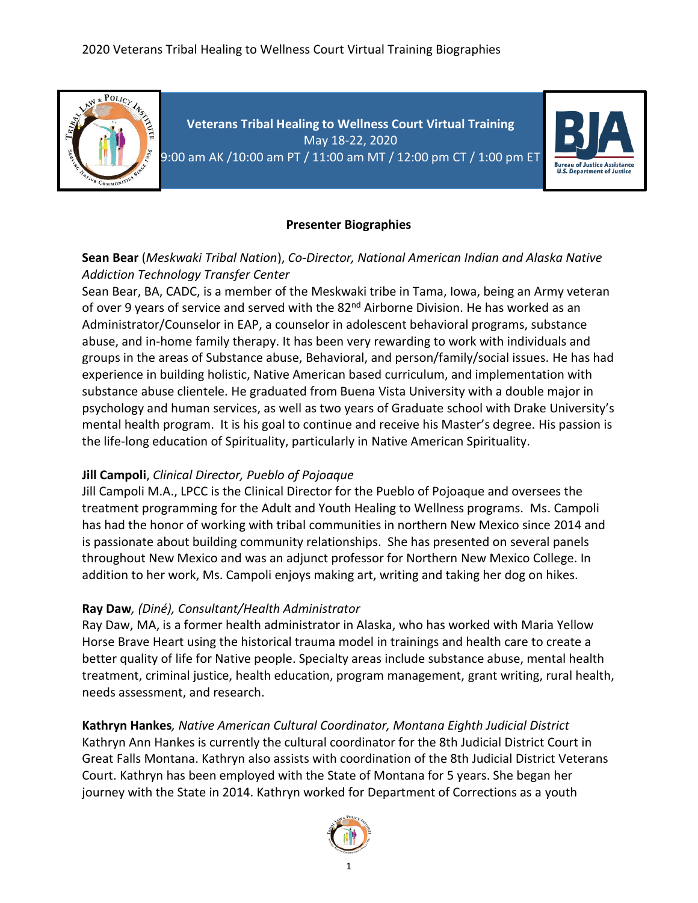2020 Veterans Tribal Healing to Wellness Court Virtual Training Biographies

**Veterans Tribal Healing to Wellness Court Virtual Training**
May 18-22, 2020
9:00 am AK /10:00 am PT / 11:00 am MT / 12:00 pm CT / 1:00 pm ET

## Presenter Biographies

**Sean Bear** (*Meskwaki Tribal Nation*), *Co-Director, National American Indian and Alaska Native Addiction Technology Transfer Center*
Sean Bear, BA, CADC, is a member of the Meskwaki tribe in Tama, Iowa, being an Army veteran of over 9 years of service and served with the 82nd Airborne Division. He has worked as an Administrator/Counselor in EAP, a counselor in adolescent behavioral programs, substance abuse, and in-home family therapy. It has been very rewarding to work with individuals and groups in the areas of Substance abuse, Behavioral, and person/family/social issues. He has had experience in building holistic, Native American based curriculum, and implementation with substance abuse clientele. He graduated from Buena Vista University with a double major in psychology and human services, as well as two years of Graduate school with Drake University's mental health program. It is his goal to continue and receive his Master's degree. His passion is the life-long education of Spirituality, particularly in Native American Spirituality.

**Jill Campoli**, *Clinical Director, Pueblo of Pojoaque*
Jill Campoli M.A., LPCC is the Clinical Director for the Pueblo of Pojoaque and oversees the treatment programming for the Adult and Youth Healing to Wellness programs. Ms. Campoli has had the honor of working with tribal communities in northern New Mexico since 2014 and is passionate about building community relationships. She has presented on several panels throughout New Mexico and was an adjunct professor for Northern New Mexico College. In addition to her work, Ms. Campoli enjoys making art, writing and taking her dog on hikes.

**Ray Daw**, *(Diné), Consultant/Health Administrator*
Ray Daw, MA, is a former health administrator in Alaska, who has worked with Maria Yellow Horse Brave Heart using the historical trauma model in trainings and health care to create a better quality of life for Native people. Specialty areas include substance abuse, mental health treatment, criminal justice, health education, program management, grant writing, rural health, needs assessment, and research.

**Kathryn Hankes**, *Native American Cultural Coordinator, Montana Eighth Judicial District*
Kathryn Ann Hankes is currently the cultural coordinator for the 8th Judicial District Court in Great Falls Montana. Kathryn also assists with coordination of the 8th Judicial District Veterans Court. Kathryn has been employed with the State of Montana for 5 years. She began her journey with the State in 2014. Kathryn worked for Department of Corrections as a youth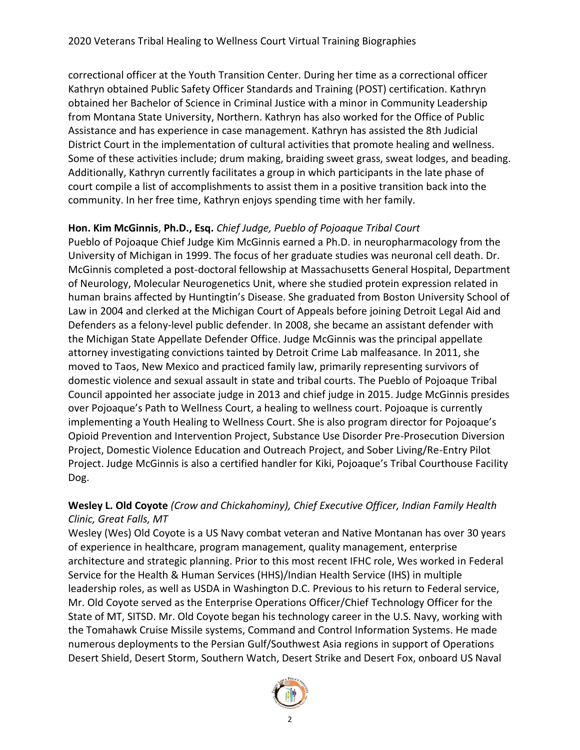correctional officer at the Youth Transition Center. During her time as a correctional officer Kathryn obtained Public Safety Officer Standards and Training (POST) certification. Kathryn obtained her Bachelor of Science in Criminal Justice with a minor in Community Leadership from Montana State University, Northern. Kathryn has also worked for the Office of Public Assistance and has experience in case management. Kathryn has assisted the 8th Judicial District Court in the implementation of cultural activities that promote healing and wellness. Some of these activities include; drum making, braiding sweet grass, sweat lodges, and beading. Additionally, Kathryn currently facilitates a group in which participants in the late phase of court compile a list of accomplishments to assist them in a positive transition back into the community. In her free time, Kathryn enjoys spending time with her family.

**Hon. Kim McGinnis**, **Ph.D., Esq.** *Chief Judge, Pueblo of Pojoaque Tribal Court*
Pueblo of Pojoaque Chief Judge Kim McGinnis earned a Ph.D. in neuropharmacology from the University of Michigan in 1999. The focus of her graduate studies was neuronal cell death. Dr. McGinnis completed a post-doctoral fellowship at Massachusetts General Hospital, Department of Neurology, Molecular Neurogenetics Unit, where she studied protein expression related in human brains affected by Huntingtin's Disease. She graduated from Boston University School of Law in 2004 and clerked at the Michigan Court of Appeals before joining Detroit Legal Aid and Defenders as a felony-level public defender. In 2008, she became an assistant defender with the Michigan State Appellate Defender Office. Judge McGinnis was the principal appellate attorney investigating convictions tainted by Detroit Crime Lab malfeasance. In 2011, she moved to Taos, New Mexico and practiced family law, primarily representing survivors of domestic violence and sexual assault in state and tribal courts. The Pueblo of Pojoaque Tribal Council appointed her associate judge in 2013 and chief judge in 2015. Judge McGinnis presides over Pojoaque's Path to Wellness Court, a healing to wellness court. Pojoaque is currently implementing a Youth Healing to Wellness Court. She is also program director for Pojoaque's Opioid Prevention and Intervention Project, Substance Use Disorder Pre-Prosecution Diversion Project, Domestic Violence Education and Outreach Project, and Sober Living/Re-Entry Pilot Project. Judge McGinnis is also a certified handler for Kiki, Pojoaque's Tribal Courthouse Facility Dog.

**Wesley L. Old Coyote** *(Crow and Chickahominy), Chief Executive Officer, Indian Family Health Clinic, Great Falls, MT*
Wesley (Wes) Old Coyote is a US Navy combat veteran and Native Montanan has over 30 years of experience in healthcare, program management, quality management, enterprise architecture and strategic planning. Prior to this most recent IFHC role, Wes worked in Federal Service for the Health & Human Services (HHS)/Indian Health Service (IHS) in multiple leadership roles, as well as USDA in Washington D.C. Previous to his return to Federal service, Mr. Old Coyote served as the Enterprise Operations Officer/Chief Technology Officer for the State of MT, SITSD. Mr. Old Coyote began his technology career in the U.S. Navy, working with the Tomahawk Cruise Missile systems, Command and Control Information Systems. He made numerous deployments to the Persian Gulf/Southwest Asia regions in support of Operations Desert Shield, Desert Storm, Southern Watch, Desert Strike and Desert Fox, onboard US Naval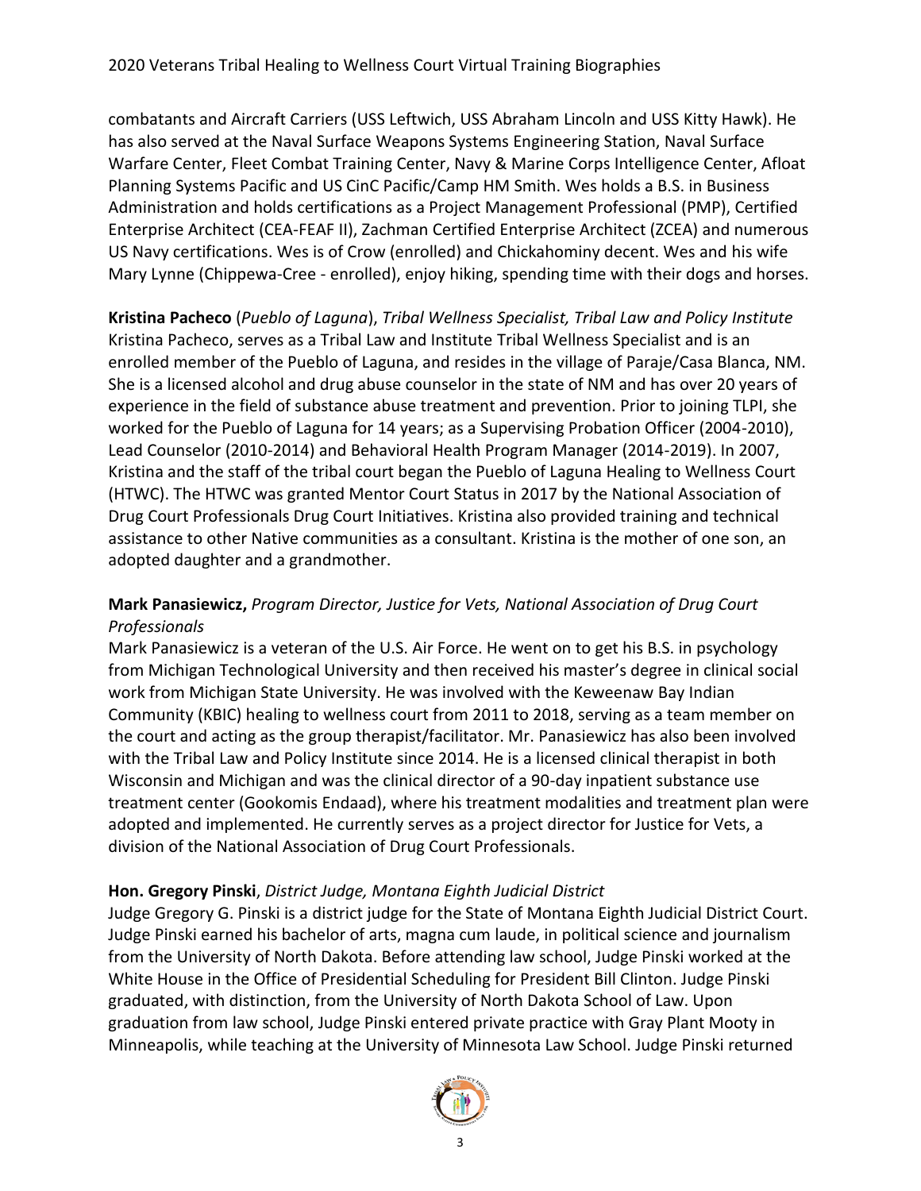combatants and Aircraft Carriers (USS Leftwich, USS Abraham Lincoln and USS Kitty Hawk). He has also served at the Naval Surface Weapons Systems Engineering Station, Naval Surface Warfare Center, Fleet Combat Training Center, Navy & Marine Corps Intelligence Center, Afloat Planning Systems Pacific and US CinC Pacific/Camp HM Smith. Wes holds a B.S. in Business Administration and holds certifications as a Project Management Professional (PMP), Certified Enterprise Architect (CEA-FEAF II), Zachman Certified Enterprise Architect (ZCEA) and numerous US Navy certifications. Wes is of Crow (enrolled) and Chickahominy decent. Wes and his wife Mary Lynne (Chippewa-Cree - enrolled), enjoy hiking, spending time with their dogs and horses.

**Kristina Pacheco** (*Pueblo of Laguna*), *Tribal Wellness Specialist, Tribal Law and Policy Institute*
Kristina Pacheco, serves as a Tribal Law and Institute Tribal Wellness Specialist and is an enrolled member of the Pueblo of Laguna, and resides in the village of Paraje/Casa Blanca, NM. She is a licensed alcohol and drug abuse counselor in the state of NM and has over 20 years of experience in the field of substance abuse treatment and prevention. Prior to joining TLPI, she worked for the Pueblo of Laguna for 14 years; as a Supervising Probation Officer (2004-2010), Lead Counselor (2010-2014) and Behavioral Health Program Manager (2014-2019). In 2007, Kristina and the staff of the tribal court began the Pueblo of Laguna Healing to Wellness Court (HTWC). The HTWC was granted Mentor Court Status in 2017 by the National Association of Drug Court Professionals Drug Court Initiatives. Kristina also provided training and technical assistance to other Native communities as a consultant. Kristina is the mother of one son, an adopted daughter and a grandmother.

**Mark Panasiewicz,** *Program Director, Justice for Vets, National Association of Drug Court Professionals*
Mark Panasiewicz is a veteran of the U.S. Air Force. He went on to get his B.S. in psychology from Michigan Technological University and then received his master's degree in clinical social work from Michigan State University. He was involved with the Keweenaw Bay Indian Community (KBIC) healing to wellness court from 2011 to 2018, serving as a team member on the court and acting as the group therapist/facilitator. Mr. Panasiewicz has also been involved with the Tribal Law and Policy Institute since 2014. He is a licensed clinical therapist in both Wisconsin and Michigan and was the clinical director of a 90-day inpatient substance use treatment center (Gookomis Endaad), where his treatment modalities and treatment plan were adopted and implemented. He currently serves as a project director for Justice for Vets, a division of the National Association of Drug Court Professionals.

**Hon. Gregory Pinski**, *District Judge, Montana Eighth Judicial District*
Judge Gregory G. Pinski is a district judge for the State of Montana Eighth Judicial District Court. Judge Pinski earned his bachelor of arts, magna cum laude, in political science and journalism from the University of North Dakota. Before attending law school, Judge Pinski worked at the White House in the Office of Presidential Scheduling for President Bill Clinton. Judge Pinski graduated, with distinction, from the University of North Dakota School of Law. Upon graduation from law school, Judge Pinski entered private practice with Gray Plant Mooty in Minneapolis, while teaching at the University of Minnesota Law School. Judge Pinski returned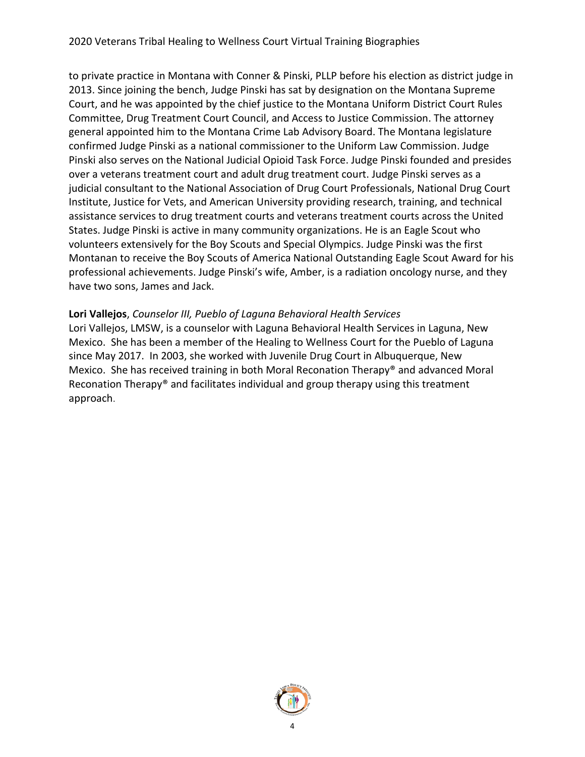to private practice in Montana with Conner & Pinski, PLLP before his election as district judge in 2013. Since joining the bench, Judge Pinski has sat by designation on the Montana Supreme Court, and he was appointed by the chief justice to the Montana Uniform District Court Rules Committee, Drug Treatment Court Council, and Access to Justice Commission. The attorney general appointed him to the Montana Crime Lab Advisory Board. The Montana legislature confirmed Judge Pinski as a national commissioner to the Uniform Law Commission. Judge Pinski also serves on the National Judicial Opioid Task Force. Judge Pinski founded and presides over a veterans treatment court and adult drug treatment court. Judge Pinski serves as a judicial consultant to the National Association of Drug Court Professionals, National Drug Court Institute, Justice for Vets, and American University providing research, training, and technical assistance services to drug treatment courts and veterans treatment courts across the United States. Judge Pinski is active in many community organizations. He is an Eagle Scout who volunteers extensively for the Boy Scouts and Special Olympics. Judge Pinski was the first Montanan to receive the Boy Scouts of America National Outstanding Eagle Scout Award for his professional achievements. Judge Pinski's wife, Amber, is a radiation oncology nurse, and they have two sons, James and Jack.

**Lori Vallejos**, *Counselor III, Pueblo of Laguna Behavioral Health Services*
Lori Vallejos, LMSW, is a counselor with Laguna Behavioral Health Services in Laguna, New Mexico. She has been a member of the Healing to Wellness Court for the Pueblo of Laguna since May 2017. In 2003, she worked with Juvenile Drug Court in Albuquerque, New Mexico. She has received training in both Moral Reconation Therapy® and advanced Moral Reconation Therapy® and facilitates individual and group therapy using this treatment approach.